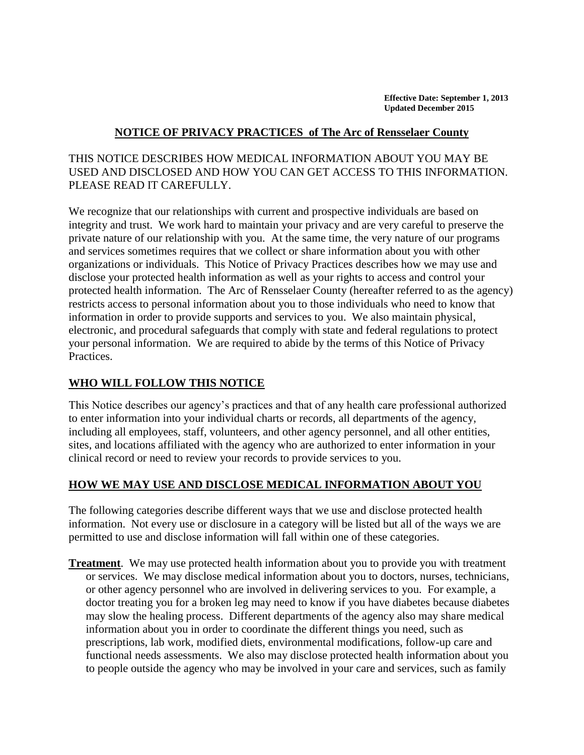**Effective Date: September 1, 2013**
**Updated December 2015**

# NOTICE OF PRIVACY PRACTICES of The Arc of Rensselaer County

THIS NOTICE DESCRIBES HOW MEDICAL INFORMATION ABOUT YOU MAY BE USED AND DISCLOSED AND HOW YOU CAN GET ACCESS TO THIS INFORMATION. PLEASE READ IT CAREFULLY.

We recognize that our relationships with current and prospective individuals are based on integrity and trust. We work hard to maintain your privacy and are very careful to preserve the private nature of our relationship with you. At the same time, the very nature of our programs and services sometimes requires that we collect or share information about you with other organizations or individuals. This Notice of Privacy Practices describes how we may use and disclose your protected health information as well as your rights to access and control your protected health information. The Arc of Rensselaer County (hereafter referred to as the agency) restricts access to personal information about you to those individuals who need to know that information in order to provide supports and services to you. We also maintain physical, electronic, and procedural safeguards that comply with state and federal regulations to protect your personal information. We are required to abide by the terms of this Notice of Privacy Practices.

## WHO WILL FOLLOW THIS NOTICE

This Notice describes our agency's practices and that of any health care professional authorized to enter information into your individual charts or records, all departments of the agency, including all employees, staff, volunteers, and other agency personnel, and all other entities, sites, and locations affiliated with the agency who are authorized to enter information in your clinical record or need to review your records to provide services to you.

## HOW WE MAY USE AND DISCLOSE MEDICAL INFORMATION ABOUT YOU

The following categories describe different ways that we use and disclose protected health information. Not every use or disclosure in a category will be listed but all of the ways we are permitted to use and disclose information will fall within one of these categories.

**Treatment**. We may use protected health information about you to provide you with treatment or services. We may disclose medical information about you to doctors, nurses, technicians, or other agency personnel who are involved in delivering services to you. For example, a doctor treating you for a broken leg may need to know if you have diabetes because diabetes may slow the healing process. Different departments of the agency also may share medical information about you in order to coordinate the different things you need, such as prescriptions, lab work, modified diets, environmental modifications, follow-up care and functional needs assessments. We also may disclose protected health information about you to people outside the agency who may be involved in your care and services, such as family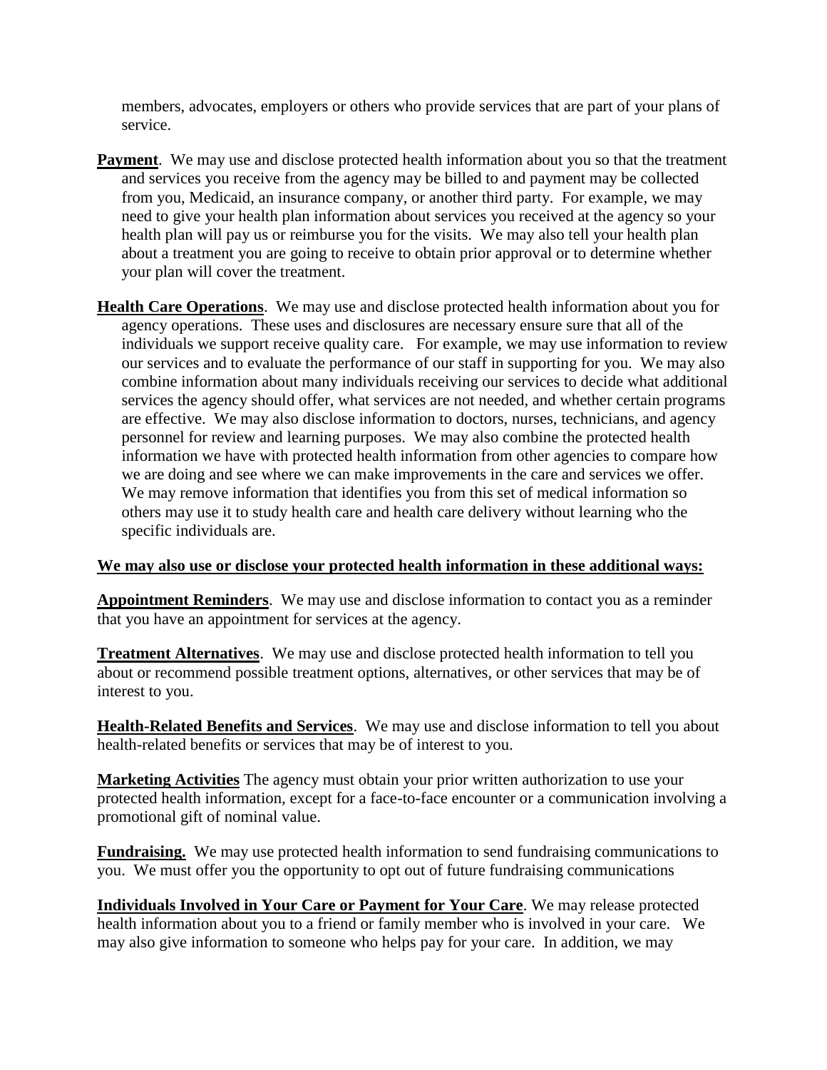members, advocates, employers or others who provide services that are part of your plans of service.

**Payment**. We may use and disclose protected health information about you so that the treatment and services you receive from the agency may be billed to and payment may be collected from you, Medicaid, an insurance company, or another third party. For example, we may need to give your health plan information about services you received at the agency so your health plan will pay us or reimburse you for the visits. We may also tell your health plan about a treatment you are going to receive to obtain prior approval or to determine whether your plan will cover the treatment.

**Health Care Operations**. We may use and disclose protected health information about you for agency operations. These uses and disclosures are necessary ensure sure that all of the individuals we support receive quality care. For example, we may use information to review our services and to evaluate the performance of our staff in supporting for you. We may also combine information about many individuals receiving our services to decide what additional services the agency should offer, what services are not needed, and whether certain programs are effective. We may also disclose information to doctors, nurses, technicians, and agency personnel for review and learning purposes. We may also combine the protected health information we have with protected health information from other agencies to compare how we are doing and see where we can make improvements in the care and services we offer. We may remove information that identifies you from this set of medical information so others may use it to study health care and health care delivery without learning who the specific individuals are.

**We may also use or disclose your protected health information in these additional ways:**

**Appointment Reminders**. We may use and disclose information to contact you as a reminder that you have an appointment for services at the agency.

**Treatment Alternatives**. We may use and disclose protected health information to tell you about or recommend possible treatment options, alternatives, or other services that may be of interest to you.

**Health-Related Benefits and Services**. We may use and disclose information to tell you about health-related benefits or services that may be of interest to you.

**Marketing Activities** The agency must obtain your prior written authorization to use your protected health information, except for a face-to-face encounter or a communication involving a promotional gift of nominal value.

**Fundraising.** We may use protected health information to send fundraising communications to you. We must offer you the opportunity to opt out of future fundraising communications

**Individuals Involved in Your Care or Payment for Your Care**. We may release protected health information about you to a friend or family member who is involved in your care. We may also give information to someone who helps pay for your care. In addition, we may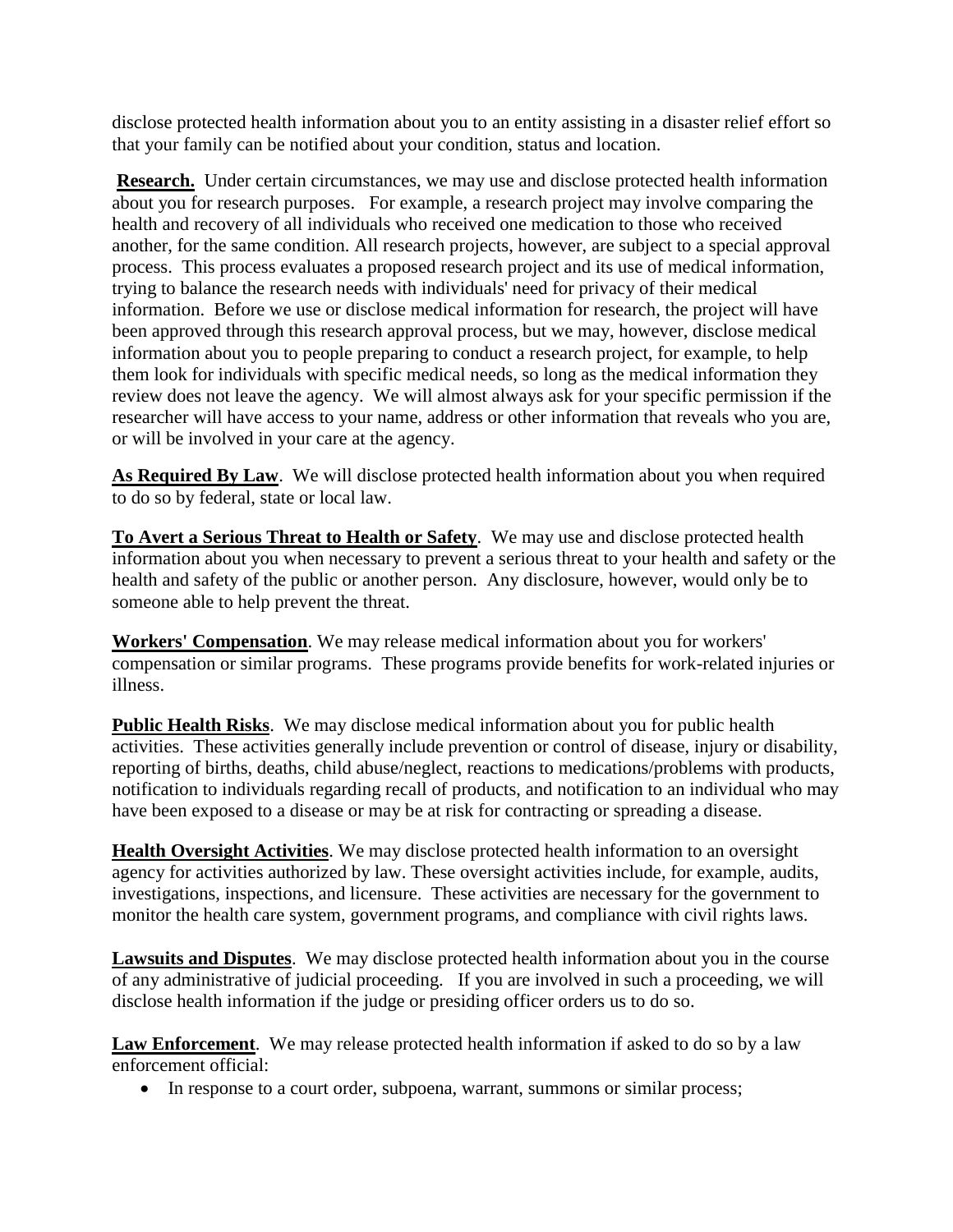disclose protected health information about you to an entity assisting in a disaster relief effort so that your family can be notified about your condition, status and location.

**Research.** Under certain circumstances, we may use and disclose protected health information about you for research purposes. For example, a research project may involve comparing the health and recovery of all individuals who received one medication to those who received another, for the same condition. All research projects, however, are subject to a special approval process. This process evaluates a proposed research project and its use of medical information, trying to balance the research needs with individuals' need for privacy of their medical information. Before we use or disclose medical information for research, the project will have been approved through this research approval process, but we may, however, disclose medical information about you to people preparing to conduct a research project, for example, to help them look for individuals with specific medical needs, so long as the medical information they review does not leave the agency. We will almost always ask for your specific permission if the researcher will have access to your name, address or other information that reveals who you are, or will be involved in your care at the agency.

**As Required By Law**. We will disclose protected health information about you when required to do so by federal, state or local law.

**To Avert a Serious Threat to Health or Safety**. We may use and disclose protected health information about you when necessary to prevent a serious threat to your health and safety or the health and safety of the public or another person. Any disclosure, however, would only be to someone able to help prevent the threat.

**Workers' Compensation**. We may release medical information about you for workers' compensation or similar programs. These programs provide benefits for work-related injuries or illness.

**Public Health Risks**. We may disclose medical information about you for public health activities. These activities generally include prevention or control of disease, injury or disability, reporting of births, deaths, child abuse/neglect, reactions to medications/problems with products, notification to individuals regarding recall of products, and notification to an individual who may have been exposed to a disease or may be at risk for contracting or spreading a disease.

**Health Oversight Activities**. We may disclose protected health information to an oversight agency for activities authorized by law. These oversight activities include, for example, audits, investigations, inspections, and licensure. These activities are necessary for the government to monitor the health care system, government programs, and compliance with civil rights laws.

**Lawsuits and Disputes**. We may disclose protected health information about you in the course of any administrative of judicial proceeding. If you are involved in such a proceeding, we will disclose health information if the judge or presiding officer orders us to do so.

**Law Enforcement**. We may release protected health information if asked to do so by a law enforcement official:

- In response to a court order, subpoena, warrant, summons or similar process;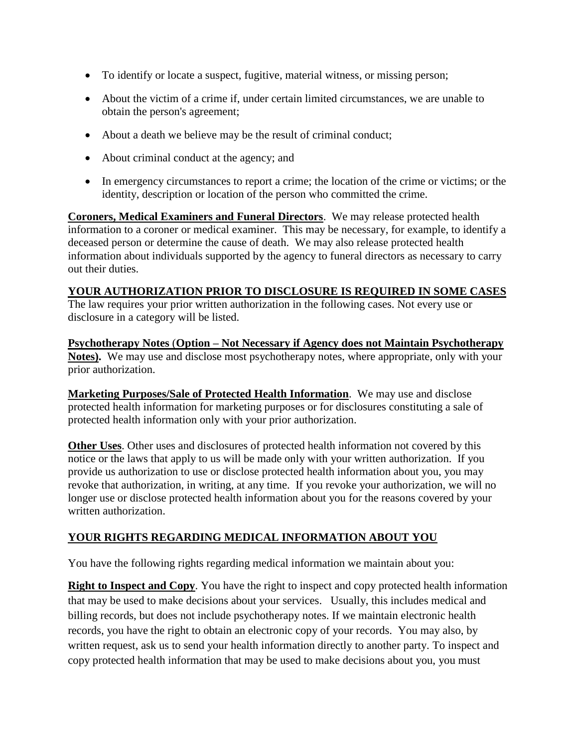- To identify or locate a suspect, fugitive, material witness, or missing person;
- About the victim of a crime if, under certain limited circumstances, we are unable to obtain the person's agreement;
- About a death we believe may be the result of criminal conduct;
- About criminal conduct at the agency; and
- In emergency circumstances to report a crime; the location of the crime or victims; or the identity, description or location of the person who committed the crime.

**Coroners, Medical Examiners and Funeral Directors**. We may release protected health information to a coroner or medical examiner. This may be necessary, for example, to identify a deceased person or determine the cause of death. We may also release protected health information about individuals supported by the agency to funeral directors as necessary to carry out their duties.

## YOUR AUTHORIZATION PRIOR TO DISCLOSURE IS REQUIRED IN SOME CASES

The law requires your prior written authorization in the following cases. Not every use or disclosure in a category will be listed.

**Psychotherapy Notes (Option – Not Necessary if Agency does not Maintain Psychotherapy Notes).** We may use and disclose most psychotherapy notes, where appropriate, only with your prior authorization.

**Marketing Purposes/Sale of Protected Health Information**. We may use and disclose protected health information for marketing purposes or for disclosures constituting a sale of protected health information only with your prior authorization.

**Other Uses**. Other uses and disclosures of protected health information not covered by this notice or the laws that apply to us will be made only with your written authorization. If you provide us authorization to use or disclose protected health information about you, you may revoke that authorization, in writing, at any time. If you revoke your authorization, we will no longer use or disclose protected health information about you for the reasons covered by your written authorization.

## YOUR RIGHTS REGARDING MEDICAL INFORMATION ABOUT YOU

You have the following rights regarding medical information we maintain about you:

**Right to Inspect and Copy**. You have the right to inspect and copy protected health information that may be used to make decisions about your services. Usually, this includes medical and billing records, but does not include psychotherapy notes. If we maintain electronic health records, you have the right to obtain an electronic copy of your records. You may also, by written request, ask us to send your health information directly to another party. To inspect and copy protected health information that may be used to make decisions about you, you must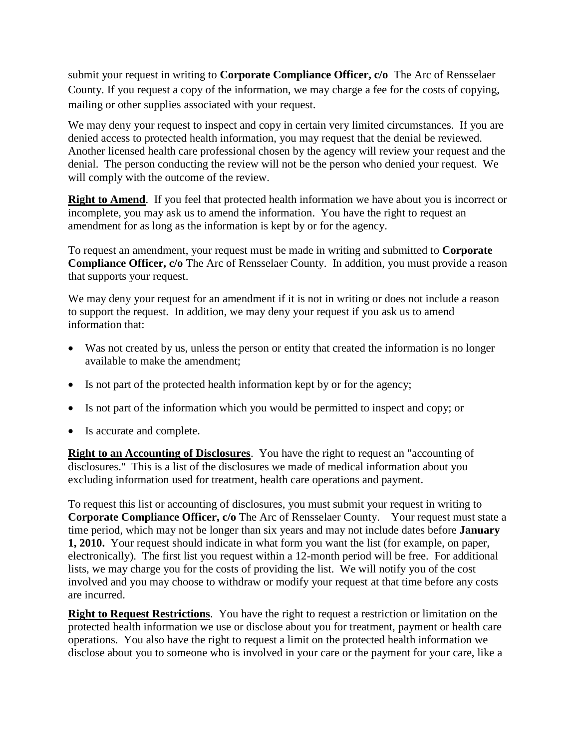submit your request in writing to **Corporate Compliance Officer, c/o** The Arc of Rensselaer County. If you request a copy of the information, we may charge a fee for the costs of copying, mailing or other supplies associated with your request.

We may deny your request to inspect and copy in certain very limited circumstances. If you are denied access to protected health information, you may request that the denial be reviewed. Another licensed health care professional chosen by the agency will review your request and the denial. The person conducting the review will not be the person who denied your request. We will comply with the outcome of the review.

**Right to Amend**. If you feel that protected health information we have about you is incorrect or incomplete, you may ask us to amend the information. You have the right to request an amendment for as long as the information is kept by or for the agency.

To request an amendment, your request must be made in writing and submitted to **Corporate Compliance Officer, c/o** The Arc of Rensselaer County. In addition, you must provide a reason that supports your request.

We may deny your request for an amendment if it is not in writing or does not include a reason to support the request. In addition, we may deny your request if you ask us to amend information that:

- Was not created by us, unless the person or entity that created the information is no longer available to make the amendment;
- Is not part of the protected health information kept by or for the agency;
- Is not part of the information which you would be permitted to inspect and copy; or
- Is accurate and complete.

**Right to an Accounting of Disclosures**. You have the right to request an "accounting of disclosures." This is a list of the disclosures we made of medical information about you excluding information used for treatment, health care operations and payment.

To request this list or accounting of disclosures, you must submit your request in writing to **Corporate Compliance Officer, c/o** The Arc of Rensselaer County. Your request must state a time period, which may not be longer than six years and may not include dates before **January 1, 2010.** Your request should indicate in what form you want the list (for example, on paper, electronically). The first list you request within a 12-month period will be free. For additional lists, we may charge you for the costs of providing the list. We will notify you of the cost involved and you may choose to withdraw or modify your request at that time before any costs are incurred.

**Right to Request Restrictions**. You have the right to request a restriction or limitation on the protected health information we use or disclose about you for treatment, payment or health care operations. You also have the right to request a limit on the protected health information we disclose about you to someone who is involved in your care or the payment for your care, like a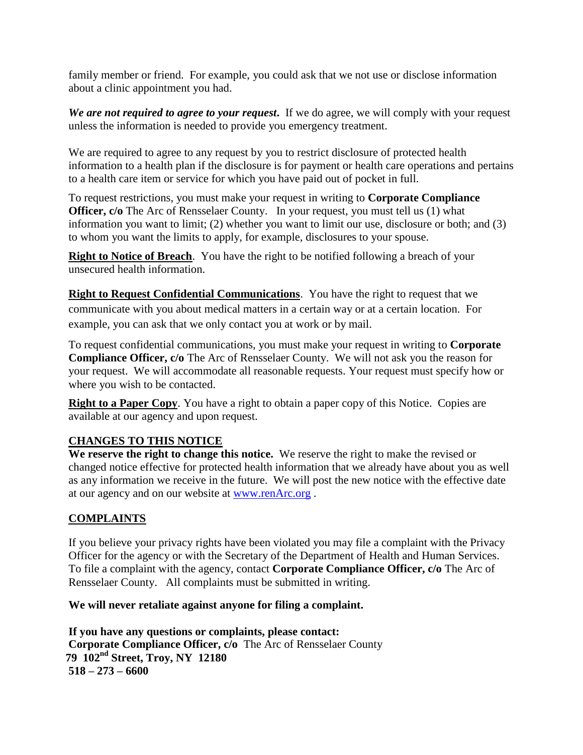family member or friend. For example, you could ask that we not use or disclose information about a clinic appointment you had.

***We are not required to agree to your request.*** If we do agree, we will comply with your request unless the information is needed to provide you emergency treatment.

We are required to agree to any request by you to restrict disclosure of protected health information to a health plan if the disclosure is for payment or health care operations and pertains to a health care item or service for which you have paid out of pocket in full.

To request restrictions, you must make your request in writing to **Corporate Compliance Officer, c/o** The Arc of Rensselaer County. In your request, you must tell us (1) what information you want to limit; (2) whether you want to limit our use, disclosure or both; and (3) to whom you want the limits to apply, for example, disclosures to your spouse.

**Right to Notice of Breach**. You have the right to be notified following a breach of your unsecured health information.

**Right to Request Confidential Communications**. You have the right to request that we communicate with you about medical matters in a certain way or at a certain location. For example, you can ask that we only contact you at work or by mail.

To request confidential communications, you must make your request in writing to **Corporate Compliance Officer, c/o** The Arc of Rensselaer County. We will not ask you the reason for your request. We will accommodate all reasonable requests. Your request must specify how or where you wish to be contacted.

**Right to a Paper Copy**. You have a right to obtain a paper copy of this Notice. Copies are available at our agency and upon request.

## CHANGES TO THIS NOTICE

**We reserve the right to change this notice.** We reserve the right to make the revised or changed notice effective for protected health information that we already have about you as well as any information we receive in the future. We will post the new notice with the effective date at our agency and on our website at www.renArc.org .

## COMPLAINTS

If you believe your privacy rights have been violated you may file a complaint with the Privacy Officer for the agency or with the Secretary of the Department of Health and Human Services. To file a complaint with the agency, contact **Corporate Compliance Officer, c/o** The Arc of Rensselaer County. All complaints must be submitted in writing.

**We will never retaliate against anyone for filing a complaint.**

**If you have any questions or complaints, please contact:**
**Corporate Compliance Officer, c/o** The Arc of Rensselaer County
**79 102nd Street, Troy, NY 12180**
**518 – 273 – 6600**